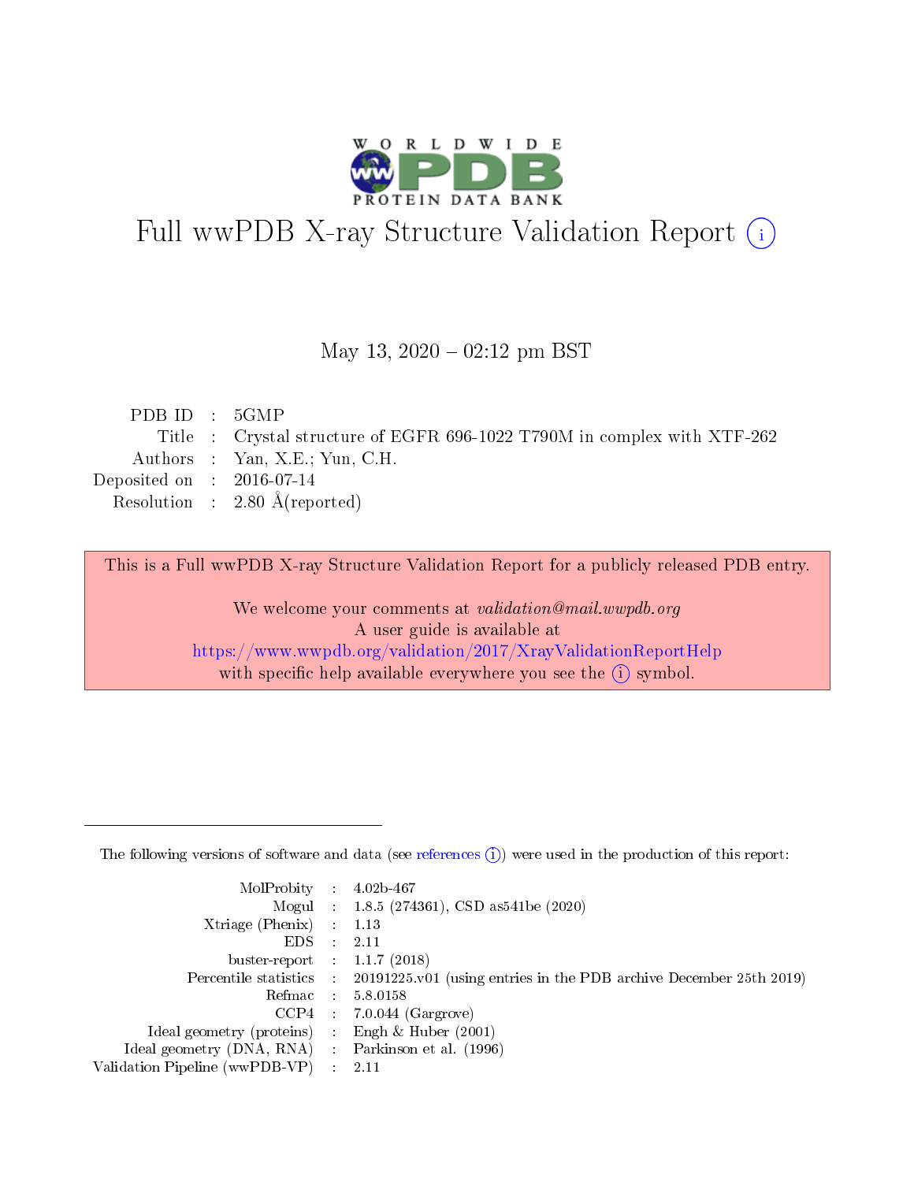# Full wwPDB X-ray Structure Validation Report (i)

May 13, 2020 – 02:12 pm BST

| | | |
|---|---|---|
| PDB ID | : | 5GMP |
| Title | : | Crystal structure of EGFR 696-1022 T790M in complex with XTF-262 |
| Authors | : | Yan, X.E.; Yun, C.H. |
| Deposited on | : | 2016-07-14 |
| Resolution | : | 2.80 Å(reported) |

This is a Full wwPDB X-ray Structure Validation Report for a publicly released PDB entry.

We welcome your comments at *validation@mail.wwpdb.org*
A user guide is available at
https://www.wwpdb.org/validation/2017/XrayValidationReportHelp
with specific help available everywhere you see the (i) symbol.

---

The following versions of software and data (see references (i)) were used in the production of this report:

| | | |
|---|---|---|
| MolProbity | : | 4.02b-467 |
| Mogul | : | 1.8.5 (274361), CSD as541be (2020) |
| Xtriage (Phenix) | : | 1.13 |
| EDS | : | 2.11 |
| buster-report | : | 1.1.7 (2018) |
| Percentile statistics | : | 20191225.v01 (using entries in the PDB archive December 25th 2019) |
| Refmac | : | 5.8.0158 |
| CCP4 | : | 7.0.044 (Gargrove) |
| Ideal geometry (proteins) | : | Engh & Huber (2001) |
| Ideal geometry (DNA, RNA) | : | Parkinson et al. (1996) |
| Validation Pipeline (wwPDB-VP) | : | 2.11 |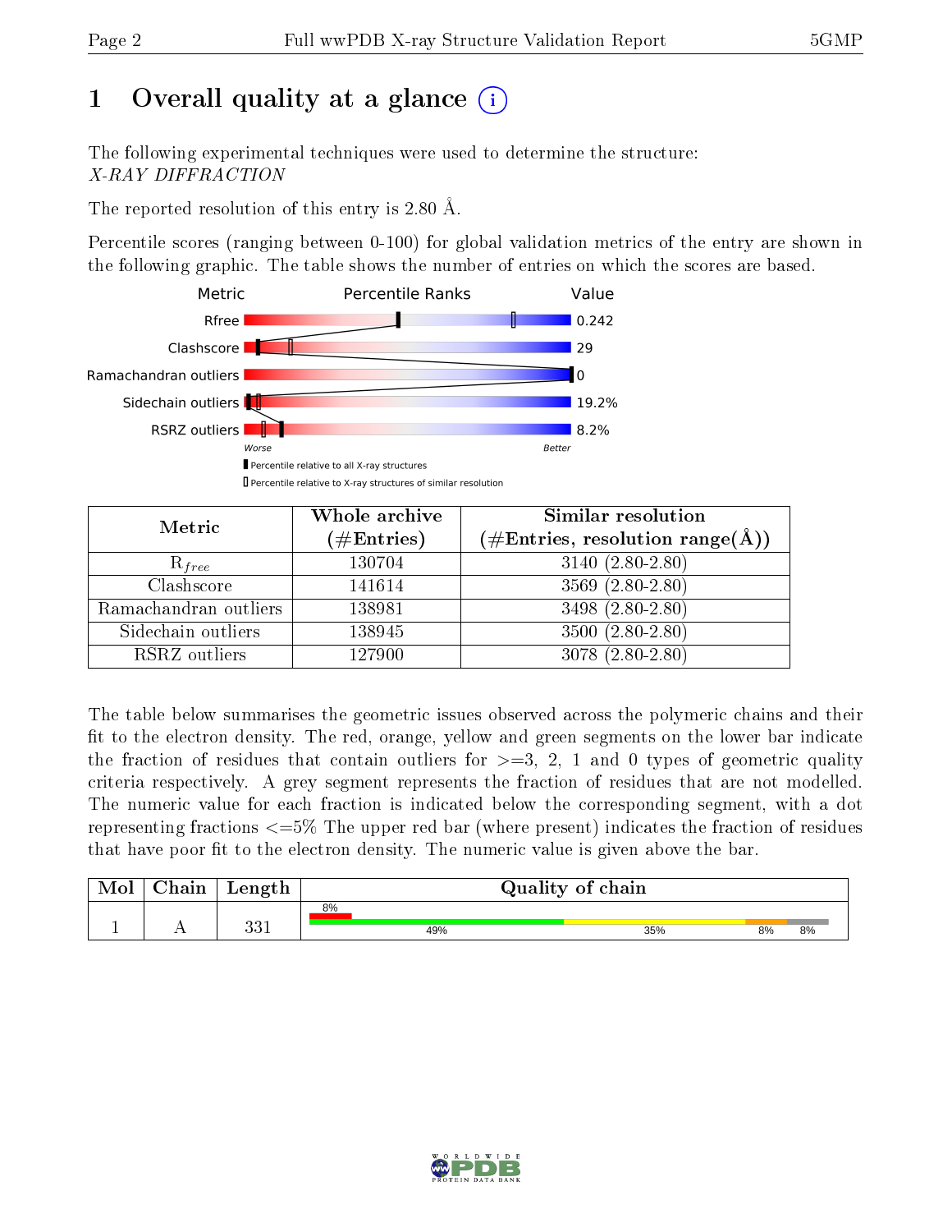# 1 Overall quality at a glance

The following experimental techniques were used to determine the structure:
*X-RAY DIFFRACTION*

The reported resolution of this entry is 2.80 Å.

Percentile scores (ranging between 0-100) for global validation metrics of the entry are shown in the following graphic. The table shows the number of entries on which the scores are based.

| Metric | Value |
|---|---|
| Rfree | 0.242 |
| Clashscore | 29 |
| Ramachandran outliers | 0 |
| Sidechain outliers | 19.2% |
| RSRZ outliers | 8.2% |

Worse — Better

Percentile relative to all X-ray structures

Percentile relative to X-ray structures of similar resolution

| Metric | Whole archive (#Entries) | Similar resolution (#Entries, resolution range(Å)) |
|---|---|---|
| $R_{free}$ | 130704 | 3140 (2.80-2.80) |
| Clashscore | 141614 | 3569 (2.80-2.80) |
| Ramachandran outliers | 138981 | 3498 (2.80-2.80) |
| Sidechain outliers | 138945 | 3500 (2.80-2.80) |
| RSRZ outliers | 127900 | 3078 (2.80-2.80) |

The table below summarises the geometric issues observed across the polymeric chains and their fit to the electron density. The red, orange, yellow and green segments on the lower bar indicate the fraction of residues that contain outliers for >=3, 2, 1 and 0 types of geometric quality criteria respectively. A grey segment represents the fraction of residues that are not modelled. The numeric value for each fraction is indicated below the corresponding segment, with a dot representing fractions <=5% The upper red bar (where present) indicates the fraction of residues that have poor fit to the electron density. The numeric value is given above the bar.

| Mol | Chain | Length | Quality of chain |
|---|---|---|---|
| 1 | A | 331 | 8% (poor fit); 49% green, 35% yellow, 8% orange, 8% grey |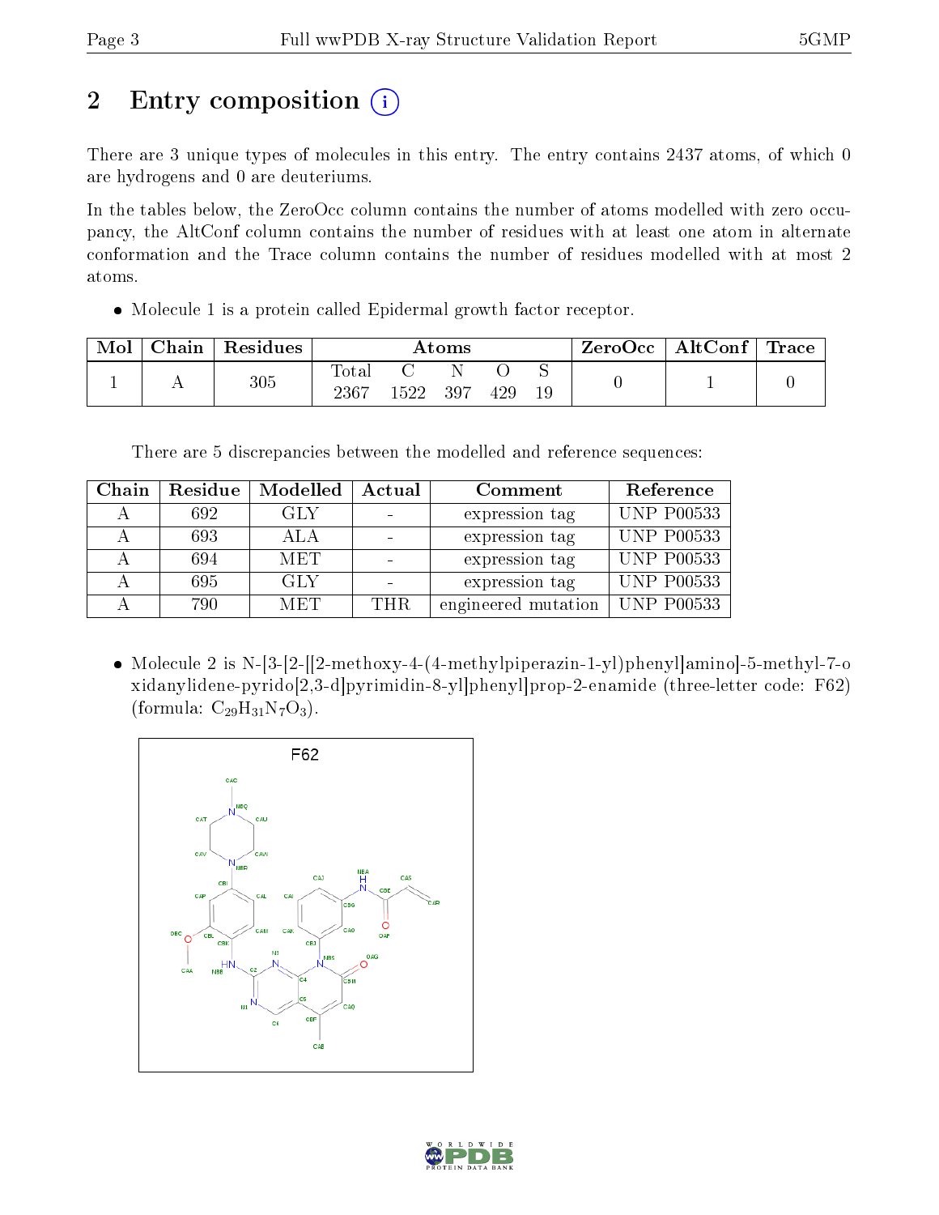# 2 Entry composition

There are 3 unique types of molecules in this entry. The entry contains 2437 atoms, of which 0 are hydrogens and 0 are deuteriums.

In the tables below, the ZeroOcc column contains the number of atoms modelled with zero occupancy, the AltConf column contains the number of residues with at least one atom in alternate conformation and the Trace column contains the number of residues modelled with at most 2 atoms.

- Molecule 1 is a protein called Epidermal growth factor receptor.

| Mol | Chain | Residues | Atoms | | | | | ZeroOcc | AltConf | Trace |
|---|---|---|---|---|---|---|---|---|---|---|
| 1 | A | 305 | Total 2367 | C 1522 | N 397 | O 429 | S 19 | 0 | 1 | 0 |

There are 5 discrepancies between the modelled and reference sequences:

| Chain | Residue | Modelled | Actual | Comment | Reference |
|---|---|---|---|---|---|
| A | 692 | GLY | - | expression tag | UNP P00533 |
| A | 693 | ALA | - | expression tag | UNP P00533 |
| A | 694 | MET | - | expression tag | UNP P00533 |
| A | 695 | GLY | - | expression tag | UNP P00533 |
| A | 790 | MET | THR | engineered mutation | UNP P00533 |

- Molecule 2 is N-[3-[2-[[2-methoxy-4-(4-methylpiperazin-1-yl)phenyl]amino]-5-methyl-7-oxidanylidene-pyrido[2,3-d]pyrimidin-8-yl]phenyl]prop-2-enamide (three-letter code: F62) (formula: $C_{29}H_{31}N_7O_3$).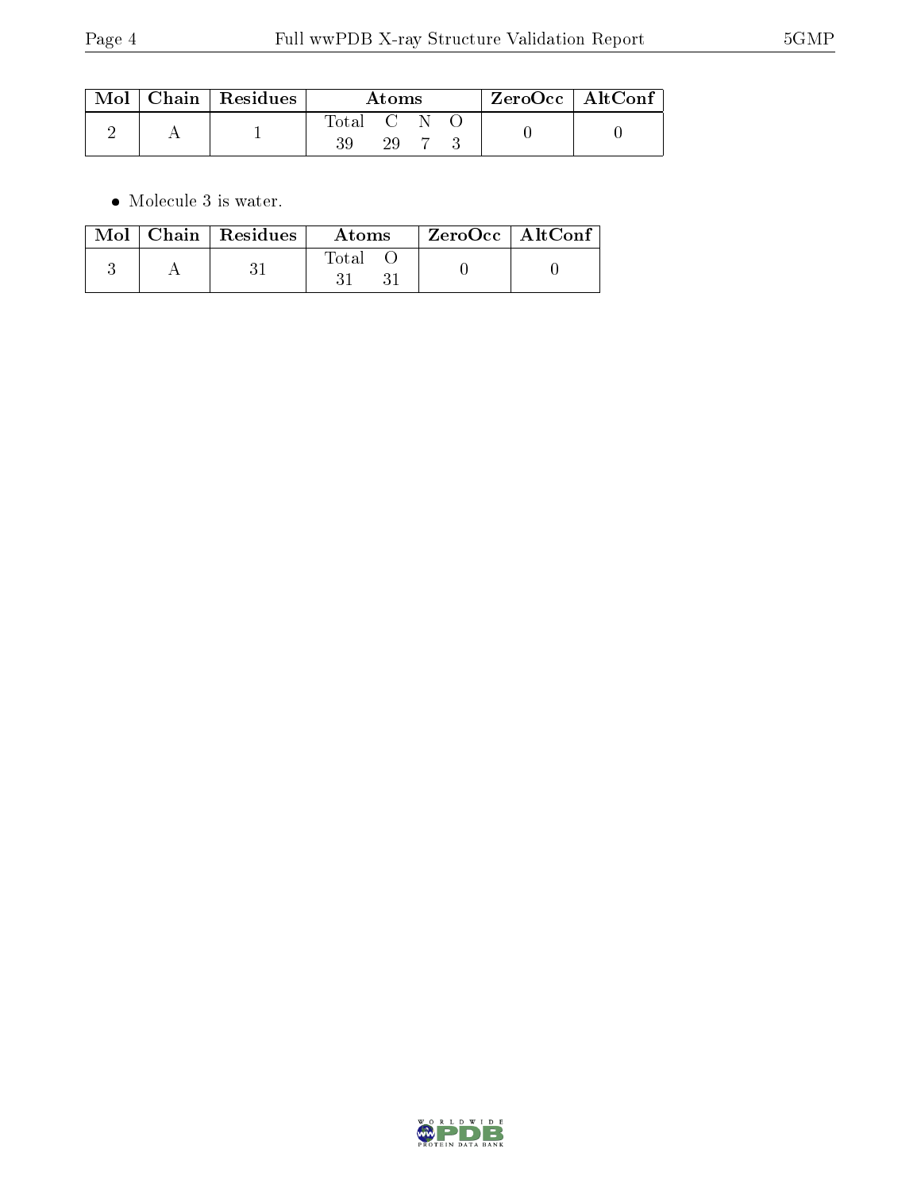| Mol | Chain | Residues | Atoms | | | | ZeroOcc | AltConf |
|---|---|---|---|---|---|---|---|---|
| | | | Total | C | N | O | | |
| 2 | A | 1 | 39 | 29 | 7 | 3 | 0 | 0 |

- Molecule 3 is water.

| Mol | Chain | Residues | Atoms | | ZeroOcc | AltConf |
|---|---|---|---|---|---|---|
| | | | Total | O | | |
| 3 | A | 31 | 31 | 31 | 0 | 0 |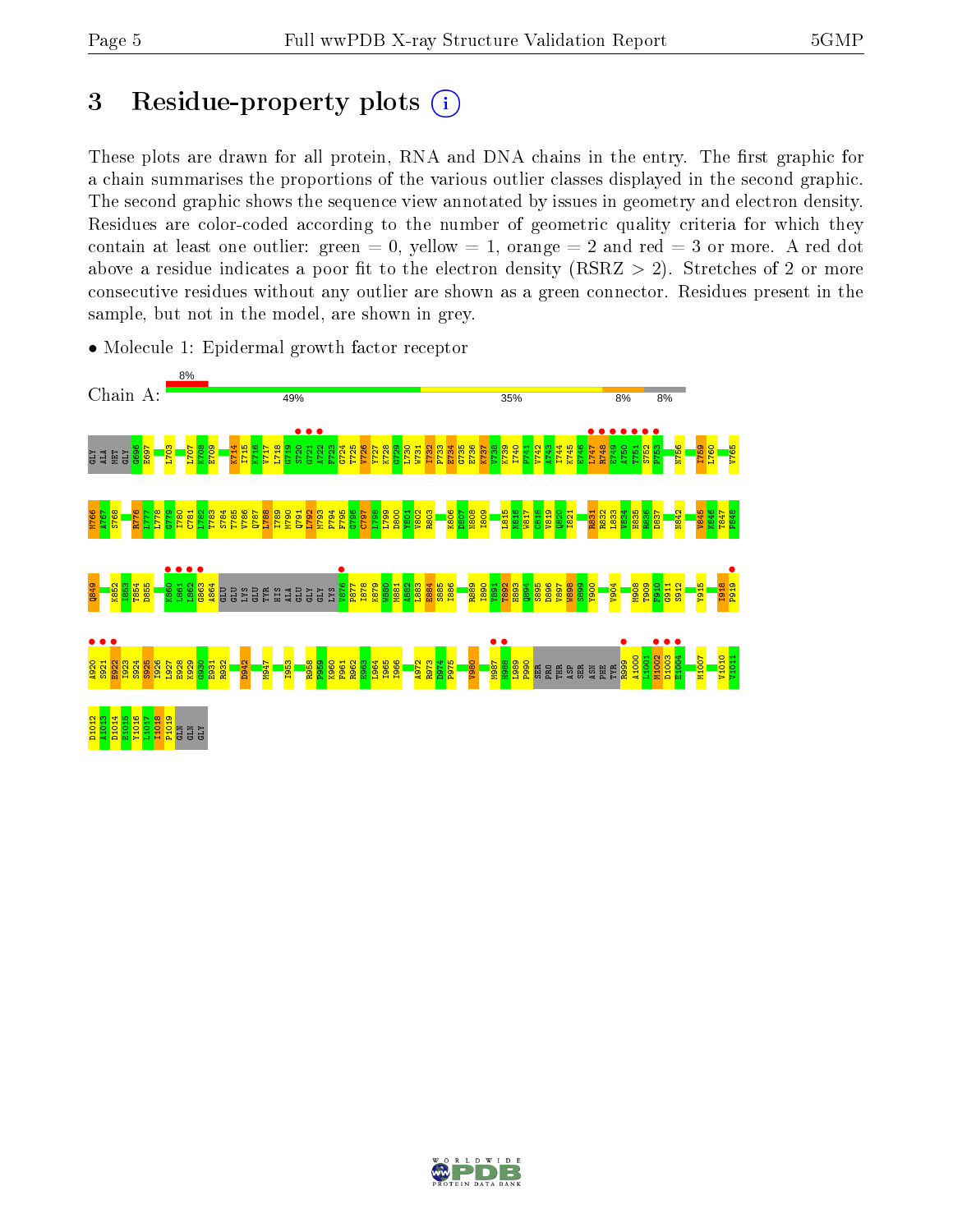## 3 Residue-property plots

These plots are drawn for all protein, RNA and DNA chains in the entry. The first graphic for a chain summarises the proportions of the various outlier classes displayed in the second graphic. The second graphic shows the sequence view annotated by issues in geometry and electron density. Residues are color-coded according to the number of geometric quality criteria for which they contain at least one outlier: green = 0, yellow = 1, orange = 2 and red = 3 or more. A red dot above a residue indicates a poor fit to the electron density (RSRZ > 2). Stretches of 2 or more consecutive residues without any outlier are shown as a green connector. Residues present in the sample, but not in the model, are shown in grey.

- Molecule 1: Epidermal growth factor receptor

Chain A: 8% | 49% | 35% | 8% | 8%

GLY ALA MET GLY G696 E697 L703 L707 K708 E709 K714 I715 K716 V717 L718 G719 S720 G721 A722 F723 G724 T725 V726 Y727 K728 G729 L730 W731 I732 P733 E734 G735 E736 K737 V738 K739 I740 P741 V742 A743 I744 K745 E746 L747 R748 E749 A750 T751 S752 P753 N756 I759 L760 V765

M766 A767 S768 R776 L777 L778 G779 I780 C781 L782 T783 S784 T785 V786 Q787 L788 I789 M790 Q791 L792 M793 P794 F795 G796 C797 L798 L799 D800 Y801 V802 R803 K806 D807 N808 I809 L815 N816 W817 C818 V819 Q820 I821 R831 R832 L833 V834 H835 R836 D837 N842 V845 K846 T847 P848

Q849 K852 I853 T854 D855 K860 L861 L862 G863 A864 GLU GLU LYS GLU TYR HIS ALA GLU GLY GLY LYS V876 P877 I878 K879 W880 M881 A882 L883 E884 S885 I886 R889 I890 Y891 T892 H893 Q894 S895 D896 V897 W898 S899 Y900 V904 M908 T909 F910 G911 S912 Y915 I918 P919

A920 S921 E922 I923 S924 S925 I926 L927 E928 K929 G930 E931 R932 D942 M947 I953 R958 P959 K960 F961 R962 E963 L964 I965 I966 A972 R973 D974 P975 V980 M987 H988 L989 P990 SER PRO THR ASP SER ASN PHE TYR R999 A1000 L1001 M1002 D1003 E1004 M1007 V1010 V1011

D1012 A1013 D1014 E1015 Y1016 L1017 I1018 P1019 GLN GLN GLY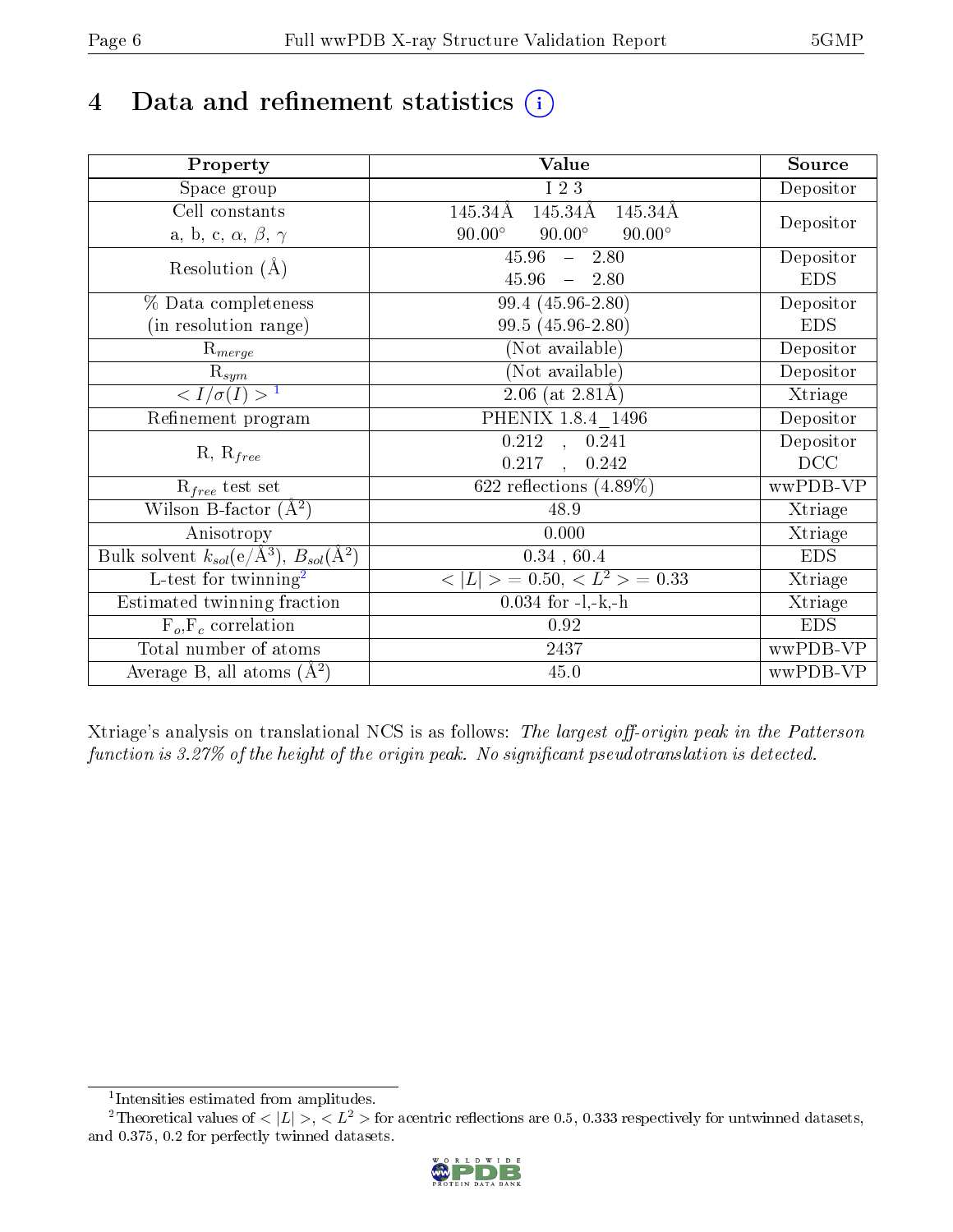# 4 Data and refinement statistics (i)

| Property | Value | Source |
|---|---|---|
| Space group | I 2 3 | Depositor |
| Cell constants<br>a, b, c, $\alpha$, $\beta$, $\gamma$ | 145.34Å 145.34Å 145.34Å<br>90.00° 90.00° 90.00° | Depositor |
| Resolution (Å) | 45.96 – 2.80<br>45.96 – 2.80 | Depositor<br>EDS |
| % Data completeness<br>(in resolution range) | 99.4 (45.96-2.80)<br>99.5 (45.96-2.80) | Depositor<br>EDS |
| $R_{merge}$ | (Not available) | Depositor |
| $R_{sym}$ | (Not available) | Depositor |
| $< I/\sigma(I) >$ [1] | 2.06 (at 2.81Å) | Xtriage |
| Refinement program | PHENIX 1.8.4_1496 | Depositor |
| R, $R_{free}$ | 0.212 , 0.241<br>0.217 , 0.242 | Depositor<br>DCC |
| $R_{free}$ test set | 622 reflections (4.89%) | wwPDB-VP |
| Wilson B-factor (Å$^2$) | 48.9 | Xtriage |
| Anisotropy | 0.000 | Xtriage |
| Bulk solvent $k_{sol}$(e/Å$^3$), $B_{sol}$(Å$^2$) | 0.34 , 60.4 | EDS |
| L-test for twinning[2] | $< \|L\| >$ = 0.50, $< L^2 >$ = 0.33 | Xtriage |
| Estimated twinning fraction | 0.034 for -l,-k,-h | Xtriage |
| $F_o$,$F_c$ correlation | 0.92 | EDS |
| Total number of atoms | 2437 | wwPDB-VP |
| Average B, all atoms (Å$^2$) | 45.0 | wwPDB-VP |

Xtriage's analysis on translational NCS is as follows: *The largest off-origin peak in the Patterson function is 3.27% of the height of the origin peak. No significant pseudotranslation is detected.*

[1] Intensities estimated from amplitudes.

[2] Theoretical values of $< |L| >$, $< L^2 >$ for acentric reflections are 0.5, 0.333 respectively for untwinned datasets, and 0.375, 0.2 for perfectly twinned datasets.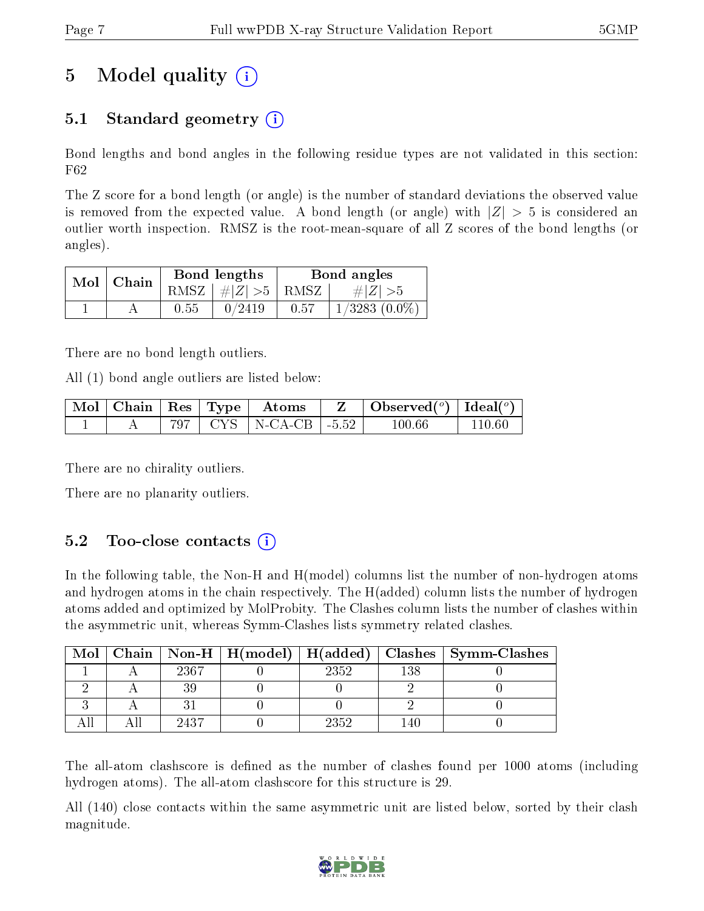# 5 Model quality

## 5.1 Standard geometry

Bond lengths and bond angles in the following residue types are not validated in this section: F62

The Z score for a bond length (or angle) is the number of standard deviations the observed value is removed from the expected value. A bond length (or angle) with $|Z| > 5$ is considered an outlier worth inspection. RMSZ is the root-mean-square of all Z scores of the bond lengths (or angles).

| Mol | Chain | Bond lengths | | Bond angles | |
|---|---|---|---|---|---|
| | | RMSZ | $\#|Z|>5$ | RMSZ | $\#|Z|>5$ |
| 1 | A | 0.55 | 0/2419 | 0.57 | 1/3283 (0.0%) |

There are no bond length outliers.

All (1) bond angle outliers are listed below:

| Mol | Chain | Res | Type | Atoms | Z | Observed($^o$) | Ideal($^o$) |
|---|---|---|---|---|---|---|---|
| 1 | A | 797 | CYS | N-CA-CB | -5.52 | 100.66 | 110.60 |

There are no chirality outliers.

There are no planarity outliers.

## 5.2 Too-close contacts

In the following table, the Non-H and H(model) columns list the number of non-hydrogen atoms and hydrogen atoms in the chain respectively. The H(added) column lists the number of hydrogen atoms added and optimized by MolProbity. The Clashes column lists the number of clashes within the asymmetric unit, whereas Symm-Clashes lists symmetry related clashes.

| Mol | Chain | Non-H | H(model) | H(added) | Clashes | Symm-Clashes |
|---|---|---|---|---|---|---|
| 1 | A | 2367 | 0 | 2352 | 138 | 0 |
| 2 | A | 39 | 0 | 0 | 2 | 0 |
| 3 | A | 31 | 0 | 0 | 2 | 0 |
| All | All | 2437 | 0 | 2352 | 140 | 0 |

The all-atom clashscore is defined as the number of clashes found per 1000 atoms (including hydrogen atoms). The all-atom clashscore for this structure is 29.

All (140) close contacts within the same asymmetric unit are listed below, sorted by their clash magnitude.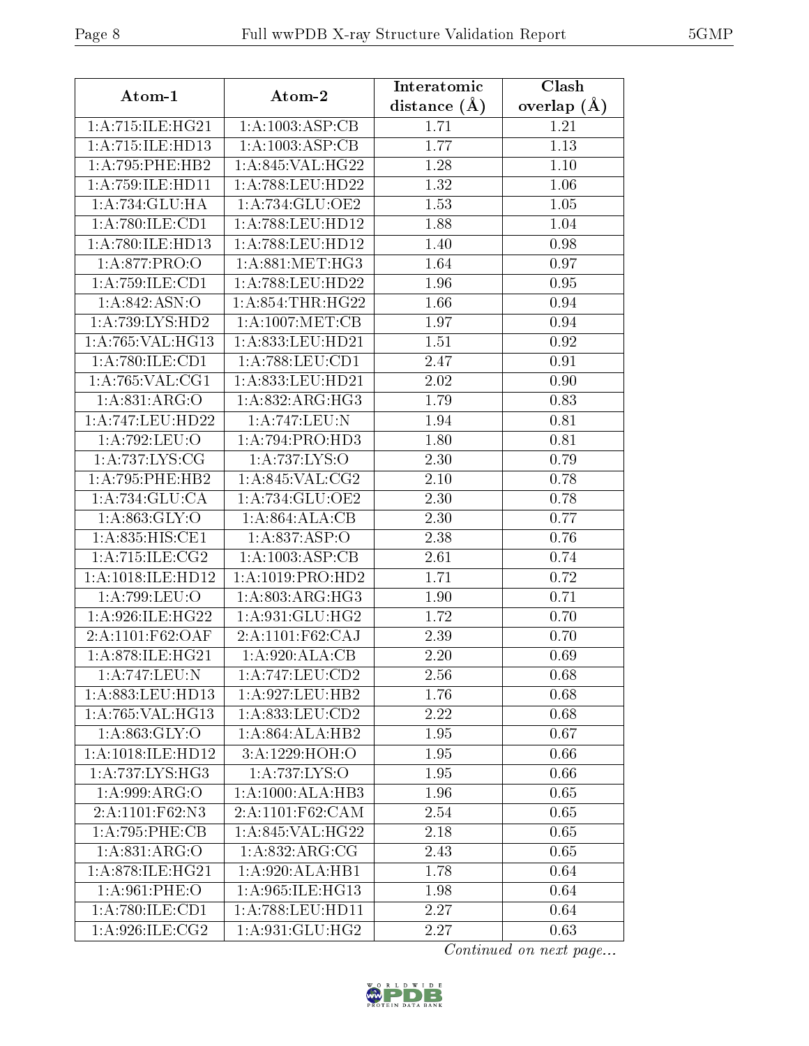| Atom-1 | Atom-2 | Interatomic distance (Å) | Clash overlap (Å) |
|---|---|---|---|
| 1:A:715:ILE:HG21 | 1:A:1003:ASP:CB | 1.71 | 1.21 |
| 1:A:715:ILE:HD13 | 1:A:1003:ASP:CB | 1.77 | 1.13 |
| 1:A:795:PHE:HB2 | 1:A:845:VAL:HG22 | 1.28 | 1.10 |
| 1:A:759:ILE:HD11 | 1:A:788:LEU:HD22 | 1.32 | 1.06 |
| 1:A:734:GLU:HA | 1:A:734:GLU:OE2 | 1.53 | 1.05 |
| 1:A:780:ILE:CD1 | 1:A:788:LEU:HD12 | 1.88 | 1.04 |
| 1:A:780:ILE:HD13 | 1:A:788:LEU:HD12 | 1.40 | 0.98 |
| 1:A:877:PRO:O | 1:A:881:MET:HG3 | 1.64 | 0.97 |
| 1:A:759:ILE:CD1 | 1:A:788:LEU:HD22 | 1.96 | 0.95 |
| 1:A:842:ASN:O | 1:A:854:THR:HG22 | 1.66 | 0.94 |
| 1:A:739:LYS:HD2 | 1:A:1007:MET:CB | 1.97 | 0.94 |
| 1:A:765:VAL:HG13 | 1:A:833:LEU:HD21 | 1.51 | 0.92 |
| 1:A:780:ILE:CD1 | 1:A:788:LEU:CD1 | 2.47 | 0.91 |
| 1:A:765:VAL:CG1 | 1:A:833:LEU:HD21 | 2.02 | 0.90 |
| 1:A:831:ARG:O | 1:A:832:ARG:HG3 | 1.79 | 0.83 |
| 1:A:747:LEU:HD22 | 1:A:747:LEU:N | 1.94 | 0.81 |
| 1:A:792:LEU:O | 1:A:794:PRO:HD3 | 1.80 | 0.81 |
| 1:A:737:LYS:CG | 1:A:737:LYS:O | 2.30 | 0.79 |
| 1:A:795:PHE:HB2 | 1:A:845:VAL:CG2 | 2.10 | 0.78 |
| 1:A:734:GLU:CA | 1:A:734:GLU:OE2 | 2.30 | 0.78 |
| 1:A:863:GLY:O | 1:A:864:ALA:CB | 2.30 | 0.77 |
| 1:A:835:HIS:CE1 | 1:A:837:ASP:O | 2.38 | 0.76 |
| 1:A:715:ILE:CG2 | 1:A:1003:ASP:CB | 2.61 | 0.74 |
| 1:A:1018:ILE:HD12 | 1:A:1019:PRO:HD2 | 1.71 | 0.72 |
| 1:A:799:LEU:O | 1:A:803:ARG:HG3 | 1.90 | 0.71 |
| 1:A:926:ILE:HG22 | 1:A:931:GLU:HG2 | 1.72 | 0.70 |
| 2:A:1101:F62:OAF | 2:A:1101:F62:CAJ | 2.39 | 0.70 |
| 1:A:878:ILE:HG21 | 1:A:920:ALA:CB | 2.20 | 0.69 |
| 1:A:747:LEU:N | 1:A:747:LEU:CD2 | 2.56 | 0.68 |
| 1:A:883:LEU:HD13 | 1:A:927:LEU:HB2 | 1.76 | 0.68 |
| 1:A:765:VAL:HG13 | 1:A:833:LEU:CD2 | 2.22 | 0.68 |
| 1:A:863:GLY:O | 1:A:864:ALA:HB2 | 1.95 | 0.67 |
| 1:A:1018:ILE:HD12 | 3:A:1229:HOH:O | 1.95 | 0.66 |
| 1:A:737:LYS:HG3 | 1:A:737:LYS:O | 1.95 | 0.66 |
| 1:A:999:ARG:O | 1:A:1000:ALA:HB3 | 1.96 | 0.65 |
| 2:A:1101:F62:N3 | 2:A:1101:F62:CAM | 2.54 | 0.65 |
| 1:A:795:PHE:CB | 1:A:845:VAL:HG22 | 2.18 | 0.65 |
| 1:A:831:ARG:O | 1:A:832:ARG:CG | 2.43 | 0.65 |
| 1:A:878:ILE:HG21 | 1:A:920:ALA:HB1 | 1.78 | 0.64 |
| 1:A:961:PHE:O | 1:A:965:ILE:HG13 | 1.98 | 0.64 |
| 1:A:780:ILE:CD1 | 1:A:788:LEU:HD11 | 2.27 | 0.64 |
| 1:A:926:ILE:CG2 | 1:A:931:GLU:HG2 | 2.27 | 0.63 |

*Continued on next page...*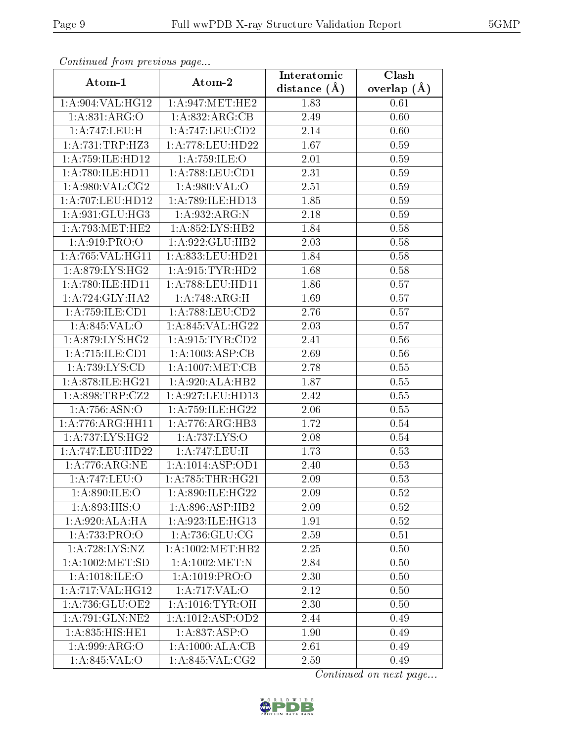*Continued from previous page...*

| Atom-1 | Atom-2 | Interatomic distance (Å) | Clash overlap (Å) |
|---|---|---|---|
| 1:A:904:VAL:HG12 | 1:A:947:MET:HE2 | 1.83 | 0.61 |
| 1:A:831:ARG:O | 1:A:832:ARG:CB | 2.49 | 0.60 |
| 1:A:747:LEU:H | 1:A:747:LEU:CD2 | 2.14 | 0.60 |
| 1:A:731:TRP:HZ3 | 1:A:778:LEU:HD22 | 1.67 | 0.59 |
| 1:A:759:ILE:HD12 | 1:A:759:ILE:O | 2.01 | 0.59 |
| 1:A:780:ILE:HD11 | 1:A:788:LEU:CD1 | 2.31 | 0.59 |
| 1:A:980:VAL:CG2 | 1:A:980:VAL:O | 2.51 | 0.59 |
| 1:A:707:LEU:HD12 | 1:A:789:ILE:HD13 | 1.85 | 0.59 |
| 1:A:931:GLU:HG3 | 1:A:932:ARG:N | 2.18 | 0.59 |
| 1:A:793:MET:HE2 | 1:A:852:LYS:HB2 | 1.84 | 0.58 |
| 1:A:919:PRO:O | 1:A:922:GLU:HB2 | 2.03 | 0.58 |
| 1:A:765:VAL:HG11 | 1:A:833:LEU:HD21 | 1.84 | 0.58 |
| 1:A:879:LYS:HG2 | 1:A:915:TYR:HD2 | 1.68 | 0.58 |
| 1:A:780:ILE:HD11 | 1:A:788:LEU:HD11 | 1.86 | 0.57 |
| 1:A:724:GLY:HA2 | 1:A:748:ARG:H | 1.69 | 0.57 |
| 1:A:759:ILE:CD1 | 1:A:788:LEU:CD2 | 2.76 | 0.57 |
| 1:A:845:VAL:O | 1:A:845:VAL:HG22 | 2.03 | 0.57 |
| 1:A:879:LYS:HG2 | 1:A:915:TYR:CD2 | 2.41 | 0.56 |
| 1:A:715:ILE:CD1 | 1:A:1003:ASP:CB | 2.69 | 0.56 |
| 1:A:739:LYS:CD | 1:A:1007:MET:CB | 2.78 | 0.55 |
| 1:A:878:ILE:HG21 | 1:A:920:ALA:HB2 | 1.87 | 0.55 |
| 1:A:898:TRP:CZ2 | 1:A:927:LEU:HD13 | 2.42 | 0.55 |
| 1:A:756:ASN:O | 1:A:759:ILE:HG22 | 2.06 | 0.55 |
| 1:A:776:ARG:HH11 | 1:A:776:ARG:HB3 | 1.72 | 0.54 |
| 1:A:737:LYS:HG2 | 1:A:737:LYS:O | 2.08 | 0.54 |
| 1:A:747:LEU:HD22 | 1:A:747:LEU:H | 1.73 | 0.53 |
| 1:A:776:ARG:NE | 1:A:1014:ASP:OD1 | 2.40 | 0.53 |
| 1:A:747:LEU:O | 1:A:785:THR:HG21 | 2.09 | 0.53 |
| 1:A:890:ILE:O | 1:A:890:ILE:HG22 | 2.09 | 0.52 |
| 1:A:893:HIS:O | 1:A:896:ASP:HB2 | 2.09 | 0.52 |
| 1:A:920:ALA:HA | 1:A:923:ILE:HG13 | 1.91 | 0.52 |
| 1:A:733:PRO:O | 1:A:736:GLU:CG | 2.59 | 0.51 |
| 1:A:728:LYS:NZ | 1:A:1002:MET:HB2 | 2.25 | 0.50 |
| 1:A:1002:MET:SD | 1:A:1002:MET:N | 2.84 | 0.50 |
| 1:A:1018:ILE:O | 1:A:1019:PRO:O | 2.30 | 0.50 |
| 1:A:717:VAL:HG12 | 1:A:717:VAL:O | 2.12 | 0.50 |
| 1:A:736:GLU:OE2 | 1:A:1016:TYR:OH | 2.30 | 0.50 |
| 1:A:791:GLN:NE2 | 1:A:1012:ASP:OD2 | 2.44 | 0.49 |
| 1:A:835:HIS:HE1 | 1:A:837:ASP:O | 1.90 | 0.49 |
| 1:A:999:ARG:O | 1:A:1000:ALA:CB | 2.61 | 0.49 |
| 1:A:845:VAL:O | 1:A:845:VAL:CG2 | 2.59 | 0.49 |

*Continued on next page...*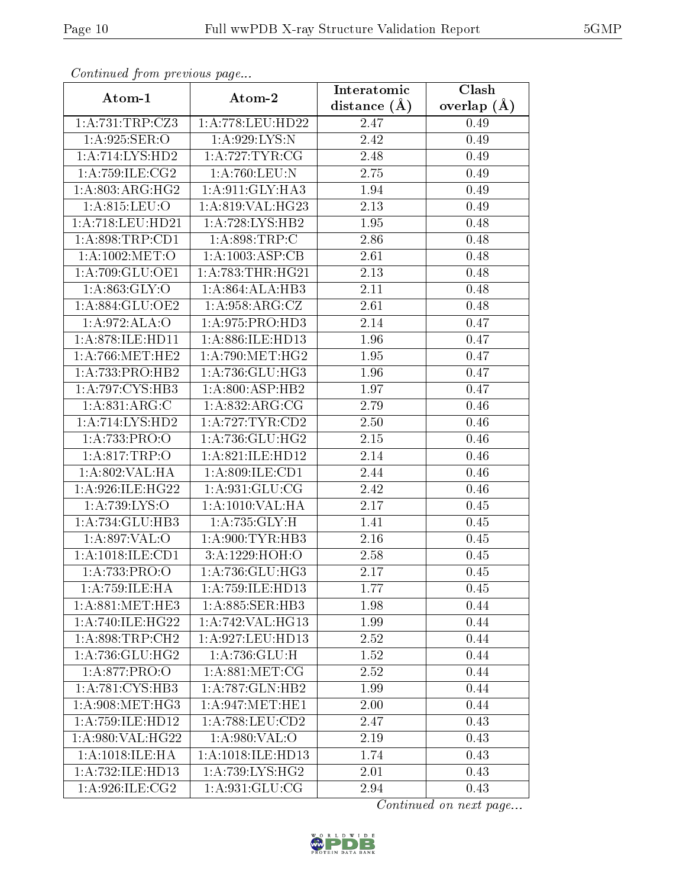*Continued from previous page...*

| Atom-1 | Atom-2 | Interatomic distance (Å) | Clash overlap (Å) |
|---|---|---|---|
| 1:A:731:TRP:CZ3 | 1:A:778:LEU:HD22 | 2.47 | 0.49 |
| 1:A:925:SER:O | 1:A:929:LYS:N | 2.42 | 0.49 |
| 1:A:714:LYS:HD2 | 1:A:727:TYR:CG | 2.48 | 0.49 |
| 1:A:759:ILE:CG2 | 1:A:760:LEU:N | 2.75 | 0.49 |
| 1:A:803:ARG:HG2 | 1:A:911:GLY:HA3 | 1.94 | 0.49 |
| 1:A:815:LEU:O | 1:A:819:VAL:HG23 | 2.13 | 0.49 |
| 1:A:718:LEU:HD21 | 1:A:728:LYS:HB2 | 1.95 | 0.48 |
| 1:A:898:TRP:CD1 | 1:A:898:TRP:C | 2.86 | 0.48 |
| 1:A:1002:MET:O | 1:A:1003:ASP:CB | 2.61 | 0.48 |
| 1:A:709:GLU:OE1 | 1:A:783:THR:HG21 | 2.13 | 0.48 |
| 1:A:863:GLY:O | 1:A:864:ALA:HB3 | 2.11 | 0.48 |
| 1:A:884:GLU:OE2 | 1:A:958:ARG:CZ | 2.61 | 0.48 |
| 1:A:972:ALA:O | 1:A:975:PRO:HD3 | 2.14 | 0.47 |
| 1:A:878:ILE:HD11 | 1:A:886:ILE:HD13 | 1.96 | 0.47 |
| 1:A:766:MET:HE2 | 1:A:790:MET:HG2 | 1.95 | 0.47 |
| 1:A:733:PRO:HB2 | 1:A:736:GLU:HG3 | 1.96 | 0.47 |
| 1:A:797:CYS:HB3 | 1:A:800:ASP:HB2 | 1.97 | 0.47 |
| 1:A:831:ARG:C | 1:A:832:ARG:CG | 2.79 | 0.46 |
| 1:A:714:LYS:HD2 | 1:A:727:TYR:CD2 | 2.50 | 0.46 |
| 1:A:733:PRO:O | 1:A:736:GLU:HG2 | 2.15 | 0.46 |
| 1:A:817:TRP:O | 1:A:821:ILE:HD12 | 2.14 | 0.46 |
| 1:A:802:VAL:HA | 1:A:809:ILE:CD1 | 2.44 | 0.46 |
| 1:A:926:ILE:HG22 | 1:A:931:GLU:CG | 2.42 | 0.46 |
| 1:A:739:LYS:O | 1:A:1010:VAL:HA | 2.17 | 0.45 |
| 1:A:734:GLU:HB3 | 1:A:735:GLY:H | 1.41 | 0.45 |
| 1:A:897:VAL:O | 1:A:900:TYR:HB3 | 2.16 | 0.45 |
| 1:A:1018:ILE:CD1 | 3:A:1229:HOH:O | 2.58 | 0.45 |
| 1:A:733:PRO:O | 1:A:736:GLU:HG3 | 2.17 | 0.45 |
| 1:A:759:ILE:HA | 1:A:759:ILE:HD13 | 1.77 | 0.45 |
| 1:A:881:MET:HE3 | 1:A:885:SER:HB3 | 1.98 | 0.44 |
| 1:A:740:ILE:HG22 | 1:A:742:VAL:HG13 | 1.99 | 0.44 |
| 1:A:898:TRP:CH2 | 1:A:927:LEU:HD13 | 2.52 | 0.44 |
| 1:A:736:GLU:HG2 | 1:A:736:GLU:H | 1.52 | 0.44 |
| 1:A:877:PRO:O | 1:A:881:MET:CG | 2.52 | 0.44 |
| 1:A:781:CYS:HB3 | 1:A:787:GLN:HB2 | 1.99 | 0.44 |
| 1:A:908:MET:HG3 | 1:A:947:MET:HE1 | 2.00 | 0.44 |
| 1:A:759:ILE:HD12 | 1:A:788:LEU:CD2 | 2.47 | 0.43 |
| 1:A:980:VAL:HG22 | 1:A:980:VAL:O | 2.19 | 0.43 |
| 1:A:1018:ILE:HA | 1:A:1018:ILE:HD13 | 1.74 | 0.43 |
| 1:A:732:ILE:HD13 | 1:A:739:LYS:HG2 | 2.01 | 0.43 |
| 1:A:926:ILE:CG2 | 1:A:931:GLU:CG | 2.94 | 0.43 |

*Continued on next page...*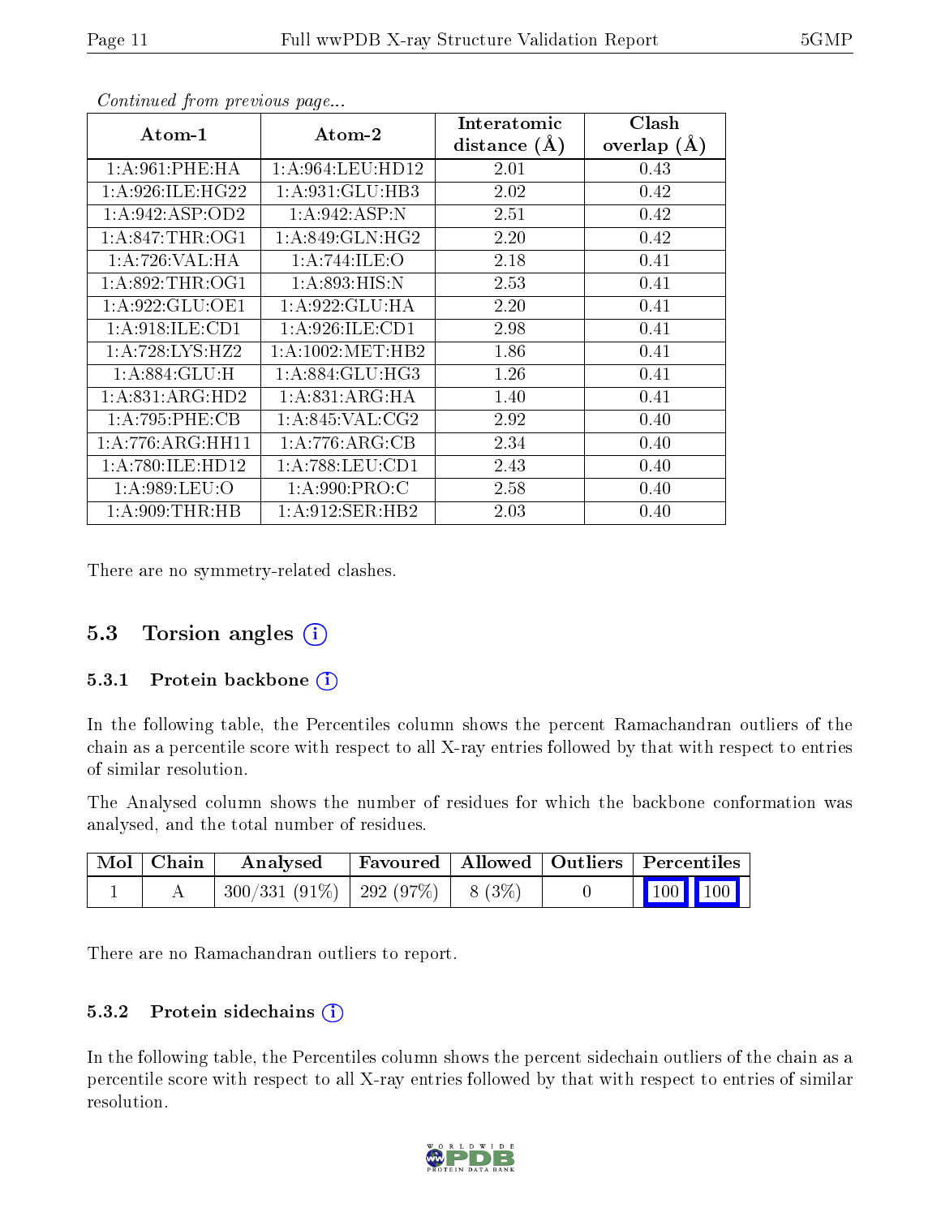*Continued from previous page...*

| Atom-1 | Atom-2 | Interatomic distance (Å) | Clash overlap (Å) |
|---|---|---|---|
| 1:A:961:PHE:HA | 1:A:964:LEU:HD12 | 2.01 | 0.43 |
| 1:A:926:ILE:HG22 | 1:A:931:GLU:HB3 | 2.02 | 0.42 |
| 1:A:942:ASP:OD2 | 1:A:942:ASP:N | 2.51 | 0.42 |
| 1:A:847:THR:OG1 | 1:A:849:GLN:HG2 | 2.20 | 0.42 |
| 1:A:726:VAL:HA | 1:A:744:ILE:O | 2.18 | 0.41 |
| 1:A:892:THR:OG1 | 1:A:893:HIS:N | 2.53 | 0.41 |
| 1:A:922:GLU:OE1 | 1:A:922:GLU:HA | 2.20 | 0.41 |
| 1:A:918:ILE:CD1 | 1:A:926:ILE:CD1 | 2.98 | 0.41 |
| 1:A:728:LYS:HZ2 | 1:A:1002:MET:HB2 | 1.86 | 0.41 |
| 1:A:884:GLU:H | 1:A:884:GLU:HG3 | 1.26 | 0.41 |
| 1:A:831:ARG:HD2 | 1:A:831:ARG:HA | 1.40 | 0.41 |
| 1:A:795:PHE:CB | 1:A:845:VAL:CG2 | 2.92 | 0.40 |
| 1:A:776:ARG:HH11 | 1:A:776:ARG:CB | 2.34 | 0.40 |
| 1:A:780:ILE:HD12 | 1:A:788:LEU:CD1 | 2.43 | 0.40 |
| 1:A:989:LEU:O | 1:A:990:PRO:C | 2.58 | 0.40 |
| 1:A:909:THR:HB | 1:A:912:SER:HB2 | 2.03 | 0.40 |

There are no symmetry-related clashes.

## 5.3 Torsion angles

### 5.3.1 Protein backbone

In the following table, the Percentiles column shows the percent Ramachandran outliers of the chain as a percentile score with respect to all X-ray entries followed by that with respect to entries of similar resolution.

The Analysed column shows the number of residues for which the backbone conformation was analysed, and the total number of residues.

| Mol | Chain | Analysed | Favoured | Allowed | Outliers | Percentiles |
|---|---|---|---|---|---|---|
| 1 | A | 300/331 (91%) | 292 (97%) | 8 (3%) | 0 | 100 100 |

There are no Ramachandran outliers to report.

### 5.3.2 Protein sidechains

In the following table, the Percentiles column shows the percent sidechain outliers of the chain as a percentile score with respect to all X-ray entries followed by that with respect to entries of similar resolution.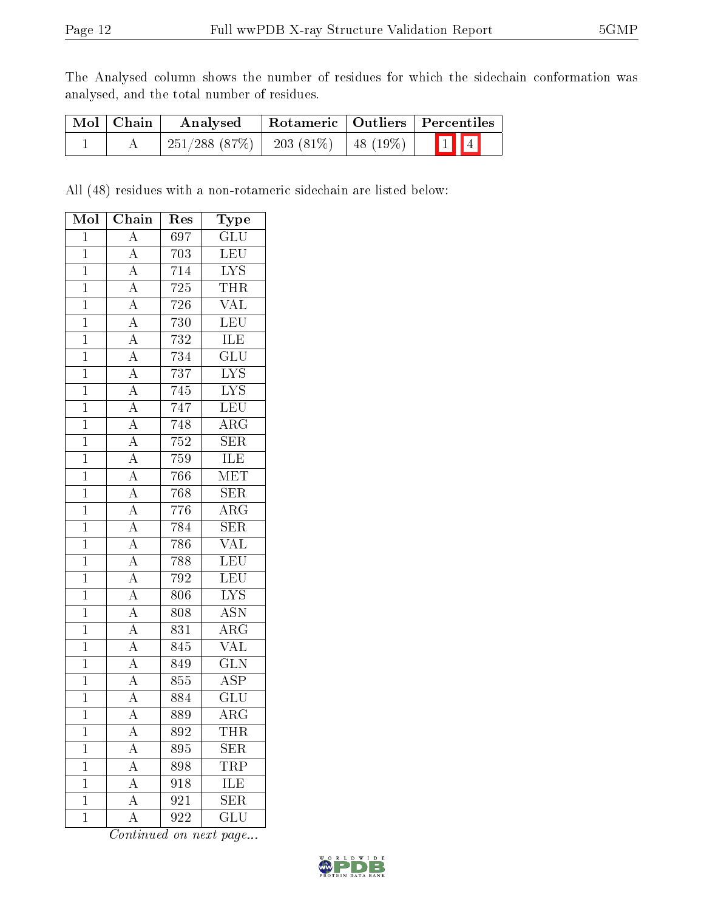The Analysed column shows the number of residues for which the sidechain conformation was analysed, and the total number of residues.

| Mol | Chain | Analysed | Rotameric | Outliers | Percentiles |
|---|---|---|---|---|---|
| 1 | A | 251/288 (87%) | 203 (81%) | 48 (19%) | 1 4 |

All (48) residues with a non-rotameric sidechain are listed below:

| Mol | Chain | Res | Type |
|---|---|---|---|
| 1 | A | 697 | GLU |
| 1 | A | 703 | LEU |
| 1 | A | 714 | LYS |
| 1 | A | 725 | THR |
| 1 | A | 726 | VAL |
| 1 | A | 730 | LEU |
| 1 | A | 732 | ILE |
| 1 | A | 734 | GLU |
| 1 | A | 737 | LYS |
| 1 | A | 745 | LYS |
| 1 | A | 747 | LEU |
| 1 | A | 748 | ARG |
| 1 | A | 752 | SER |
| 1 | A | 759 | ILE |
| 1 | A | 766 | MET |
| 1 | A | 768 | SER |
| 1 | A | 776 | ARG |
| 1 | A | 784 | SER |
| 1 | A | 786 | VAL |
| 1 | A | 788 | LEU |
| 1 | A | 792 | LEU |
| 1 | A | 806 | LYS |
| 1 | A | 808 | ASN |
| 1 | A | 831 | ARG |
| 1 | A | 845 | VAL |
| 1 | A | 849 | GLN |
| 1 | A | 855 | ASP |
| 1 | A | 884 | GLU |
| 1 | A | 889 | ARG |
| 1 | A | 892 | THR |
| 1 | A | 895 | SER |
| 1 | A | 898 | TRP |
| 1 | A | 918 | ILE |
| 1 | A | 921 | SER |
| 1 | A | 922 | GLU |

*Continued on next page...*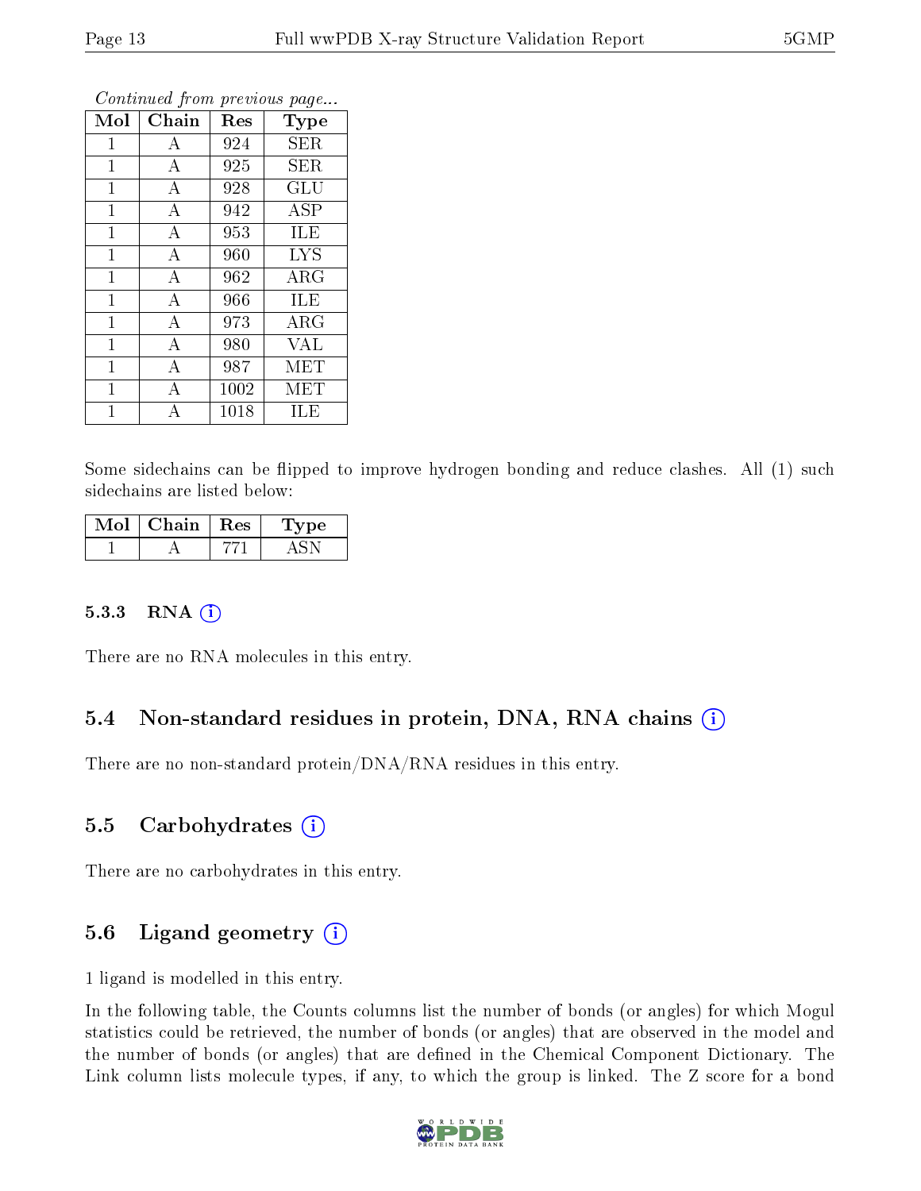*Continued from previous page...*

| Mol | Chain | Res | Type |
|---|---|---|---|
| 1 | A | 924 | SER |
| 1 | A | 925 | SER |
| 1 | A | 928 | GLU |
| 1 | A | 942 | ASP |
| 1 | A | 953 | ILE |
| 1 | A | 960 | LYS |
| 1 | A | 962 | ARG |
| 1 | A | 966 | ILE |
| 1 | A | 973 | ARG |
| 1 | A | 980 | VAL |
| 1 | A | 987 | MET |
| 1 | A | 1002 | MET |
| 1 | A | 1018 | ILE |

Some sidechains can be flipped to improve hydrogen bonding and reduce clashes. All (1) such sidechains are listed below:

| Mol | Chain | Res | Type |
|---|---|---|---|
| 1 | A | 771 | ASN |

### 5.3.3 RNA

There are no RNA molecules in this entry.

## 5.4 Non-standard residues in protein, DNA, RNA chains

There are no non-standard protein/DNA/RNA residues in this entry.

## 5.5 Carbohydrates

There are no carbohydrates in this entry.

## 5.6 Ligand geometry

1 ligand is modelled in this entry.

In the following table, the Counts columns list the number of bonds (or angles) for which Mogul statistics could be retrieved, the number of bonds (or angles) that are observed in the model and the number of bonds (or angles) that are defined in the Chemical Component Dictionary. The Link column lists molecule types, if any, to which the group is linked. The Z score for a bond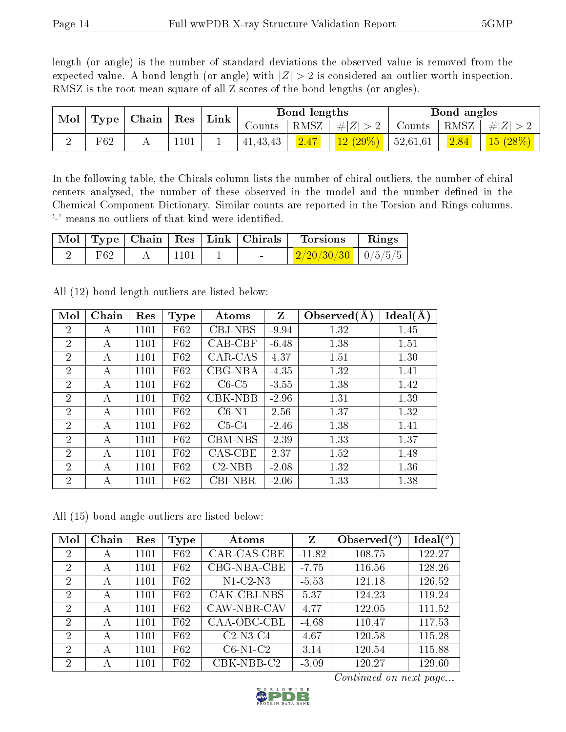length (or angle) is the number of standard deviations the observed value is removed from the expected value. A bond length (or angle) with $|Z| > 2$ is considered an outlier worth inspection. RMSZ is the root-mean-square of all Z scores of the bond lengths (or angles).

| Mol | Type | Chain | Res | Link | Bond lengths | | | Bond angles | | |
|---|---|---|---|---|---|---|---|---|---|---|
| | | | | | Counts | RMSZ | #\|Z\| > 2 | Counts | RMSZ | #\|Z\| > 2 |
| 2 | F62 | A | 1101 | 1 | 41,43,43 | 2.47 | 12 (29%) | 52,61,61 | 2.84 | 15 (28%) |

In the following table, the Chirals column lists the number of chiral outliers, the number of chiral centers analysed, the number of these observed in the model and the number defined in the Chemical Component Dictionary. Similar counts are reported in the Torsion and Rings columns. '-' means no outliers of that kind were identified.

| Mol | Type | Chain | Res | Link | Chirals | Torsions | Rings |
|---|---|---|---|---|---|---|---|
| 2 | F62 | A | 1101 | 1 | - | 2/20/30/30 | 0/5/5/5 |

All (12) bond length outliers are listed below:

| Mol | Chain | Res | Type | Atoms | Z | Observed(Å) | Ideal(Å) |
|---|---|---|---|---|---|---|---|
| 2 | A | 1101 | F62 | CBJ-NBS | -9.94 | 1.32 | 1.45 |
| 2 | A | 1101 | F62 | CAB-CBF | -6.48 | 1.38 | 1.51 |
| 2 | A | 1101 | F62 | CAR-CAS | 4.37 | 1.51 | 1.30 |
| 2 | A | 1101 | F62 | CBG-NBA | -4.35 | 1.32 | 1.41 |
| 2 | A | 1101 | F62 | C6-C5 | -3.55 | 1.38 | 1.42 |
| 2 | A | 1101 | F62 | CBK-NBB | -2.96 | 1.31 | 1.39 |
| 2 | A | 1101 | F62 | C6-N1 | 2.56 | 1.37 | 1.32 |
| 2 | A | 1101 | F62 | C5-C4 | -2.46 | 1.38 | 1.41 |
| 2 | A | 1101 | F62 | CBM-NBS | -2.39 | 1.33 | 1.37 |
| 2 | A | 1101 | F62 | CAS-CBE | 2.37 | 1.52 | 1.48 |
| 2 | A | 1101 | F62 | C2-NBB | -2.08 | 1.32 | 1.36 |
| 2 | A | 1101 | F62 | CBI-NBR | -2.06 | 1.33 | 1.38 |

All (15) bond angle outliers are listed below:

| Mol | Chain | Res | Type | Atoms | Z | Observed(°) | Ideal(°) |
|---|---|---|---|---|---|---|---|
| 2 | A | 1101 | F62 | CAR-CAS-CBE | -11.82 | 108.75 | 122.27 |
| 2 | A | 1101 | F62 | CBG-NBA-CBE | -7.75 | 116.56 | 128.26 |
| 2 | A | 1101 | F62 | N1-C2-N3 | -5.53 | 121.18 | 126.52 |
| 2 | A | 1101 | F62 | CAK-CBJ-NBS | 5.37 | 124.23 | 119.24 |
| 2 | A | 1101 | F62 | CAW-NBR-CAV | 4.77 | 122.05 | 111.52 |
| 2 | A | 1101 | F62 | CAA-OBC-CBL | -4.68 | 110.47 | 117.53 |
| 2 | A | 1101 | F62 | C2-N3-C4 | 4.67 | 120.58 | 115.28 |
| 2 | A | 1101 | F62 | C6-N1-C2 | 3.14 | 120.54 | 115.88 |
| 2 | A | 1101 | F62 | CBK-NBB-C2 | -3.09 | 120.27 | 129.60 |

*Continued on next page...*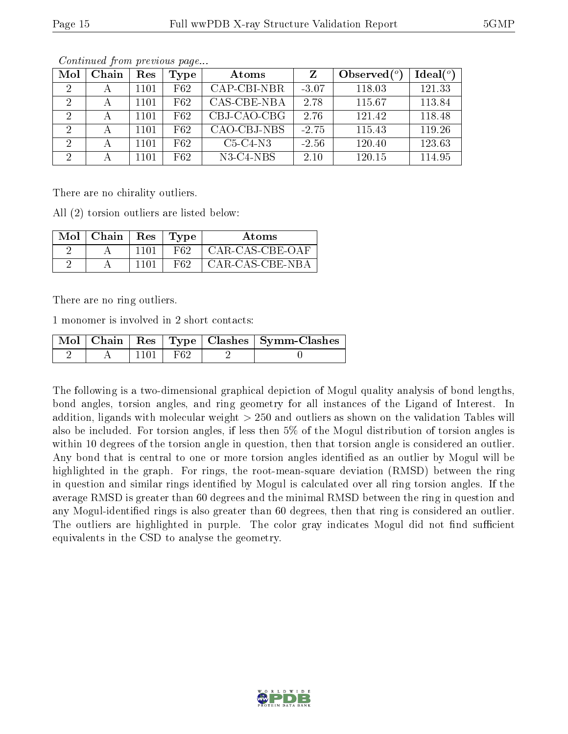*Continued from previous page...*

| Mol | Chain | Res | Type | Atoms | Z | Observed(°) | Ideal(°) |
|---|---|---|---|---|---|---|---|
| 2 | A | 1101 | F62 | CAP-CBI-NBR | -3.07 | 118.03 | 121.33 |
| 2 | A | 1101 | F62 | CAS-CBE-NBA | 2.78 | 115.67 | 113.84 |
| 2 | A | 1101 | F62 | CBJ-CAO-CBG | 2.76 | 121.42 | 118.48 |
| 2 | A | 1101 | F62 | CAO-CBJ-NBS | -2.75 | 115.43 | 119.26 |
| 2 | A | 1101 | F62 | C5-C4-N3 | -2.56 | 120.40 | 123.63 |
| 2 | A | 1101 | F62 | N3-C4-NBS | 2.10 | 120.15 | 114.95 |

There are no chirality outliers.

All (2) torsion outliers are listed below:

| Mol | Chain | Res | Type | Atoms |
|---|---|---|---|---|
| 2 | A | 1101 | F62 | CAR-CAS-CBE-OAF |
| 2 | A | 1101 | F62 | CAR-CAS-CBE-NBA |

There are no ring outliers.

1 monomer is involved in 2 short contacts:

| Mol | Chain | Res | Type | Clashes | Symm-Clashes |
|---|---|---|---|---|---|
| 2 | A | 1101 | F62 | 2 | 0 |

The following is a two-dimensional graphical depiction of Mogul quality analysis of bond lengths, bond angles, torsion angles, and ring geometry for all instances of the Ligand of Interest. In addition, ligands with molecular weight > 250 and outliers as shown on the validation Tables will also be included. For torsion angles, if less then 5% of the Mogul distribution of torsion angles is within 10 degrees of the torsion angle in question, then that torsion angle is considered an outlier. Any bond that is central to one or more torsion angles identified as an outlier by Mogul will be highlighted in the graph. For rings, the root-mean-square deviation (RMSD) between the ring in question and similar rings identified by Mogul is calculated over all ring torsion angles. If the average RMSD is greater than 60 degrees and the minimal RMSD between the ring in question and any Mogul-identified rings is also greater than 60 degrees, then that ring is considered an outlier. The outliers are highlighted in purple. The color gray indicates Mogul did not find sufficient equivalents in the CSD to analyse the geometry.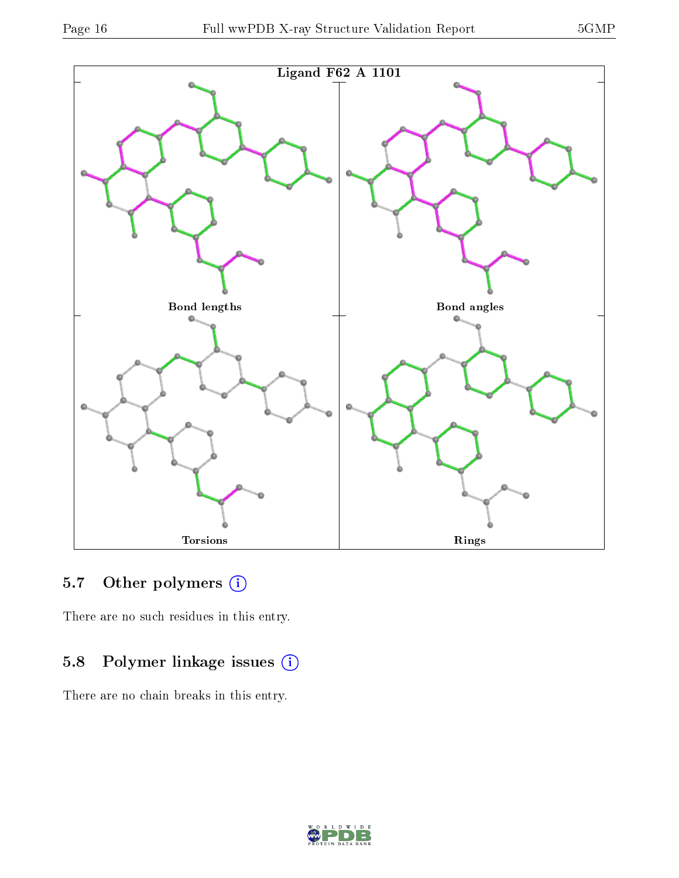Ligand F62 A 1101

Bond lengths

Bond angles

Torsions

Rings

## 5.7 Other polymers

There are no such residues in this entry.

## 5.8 Polymer linkage issues

There are no chain breaks in this entry.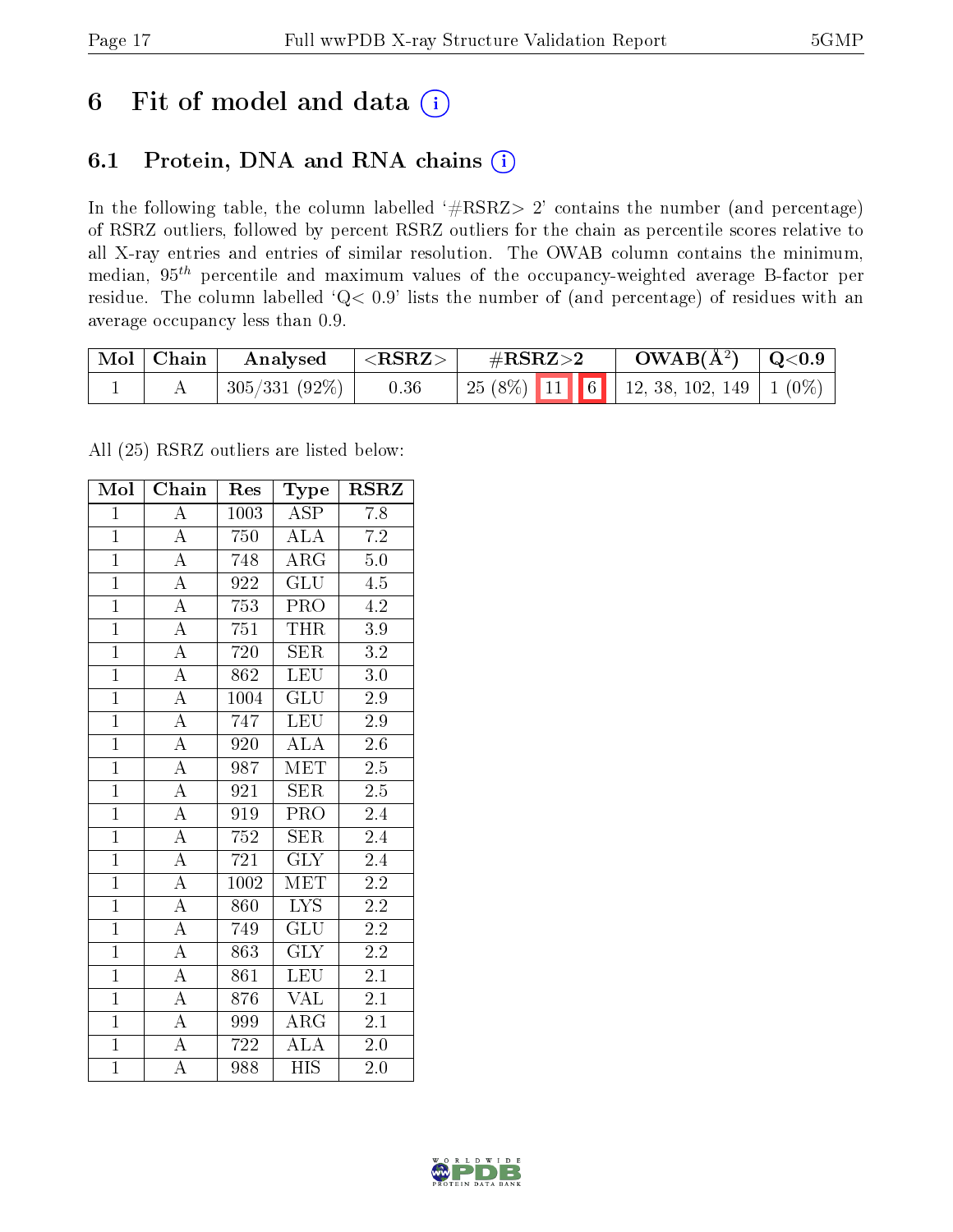# 6 Fit of model and data (i)

## 6.1 Protein, DNA and RNA chains (i)

In the following table, the column labelled '#RSRZ> 2' contains the number (and percentage) of RSRZ outliers, followed by percent RSRZ outliers for the chain as percentile scores relative to all X-ray entries and entries of similar resolution. The OWAB column contains the minimum, median, $95^{th}$ percentile and maximum values of the occupancy-weighted average B-factor per residue. The column labelled 'Q< 0.9' lists the number of (and percentage) of residues with an average occupancy less than 0.9.

| Mol | Chain | Analysed | <RSRZ> | #RSRZ>2 | | | OWAB(Å²) | Q<0.9 |
|---|---|---|---|---|---|---|---|---|
| 1 | A | 305/331 (92%) | 0.36 | 25 (8%) | 11 | 6 | 12, 38, 102, 149 | 1 (0%) |

All (25) RSRZ outliers are listed below:

| Mol | Chain | Res | Type | RSRZ |
|---|---|---|---|---|
| 1 | A | 1003 | ASP | 7.8 |
| 1 | A | 750 | ALA | 7.2 |
| 1 | A | 748 | ARG | 5.0 |
| 1 | A | 922 | GLU | 4.5 |
| 1 | A | 753 | PRO | 4.2 |
| 1 | A | 751 | THR | 3.9 |
| 1 | A | 720 | SER | 3.2 |
| 1 | A | 862 | LEU | 3.0 |
| 1 | A | 1004 | GLU | 2.9 |
| 1 | A | 747 | LEU | 2.9 |
| 1 | A | 920 | ALA | 2.6 |
| 1 | A | 987 | MET | 2.5 |
| 1 | A | 921 | SER | 2.5 |
| 1 | A | 919 | PRO | 2.4 |
| 1 | A | 752 | SER | 2.4 |
| 1 | A | 721 | GLY | 2.4 |
| 1 | A | 1002 | MET | 2.2 |
| 1 | A | 860 | LYS | 2.2 |
| 1 | A | 749 | GLU | 2.2 |
| 1 | A | 863 | GLY | 2.2 |
| 1 | A | 861 | LEU | 2.1 |
| 1 | A | 876 | VAL | 2.1 |
| 1 | A | 999 | ARG | 2.1 |
| 1 | A | 722 | ALA | 2.0 |
| 1 | A | 988 | HIS | 2.0 |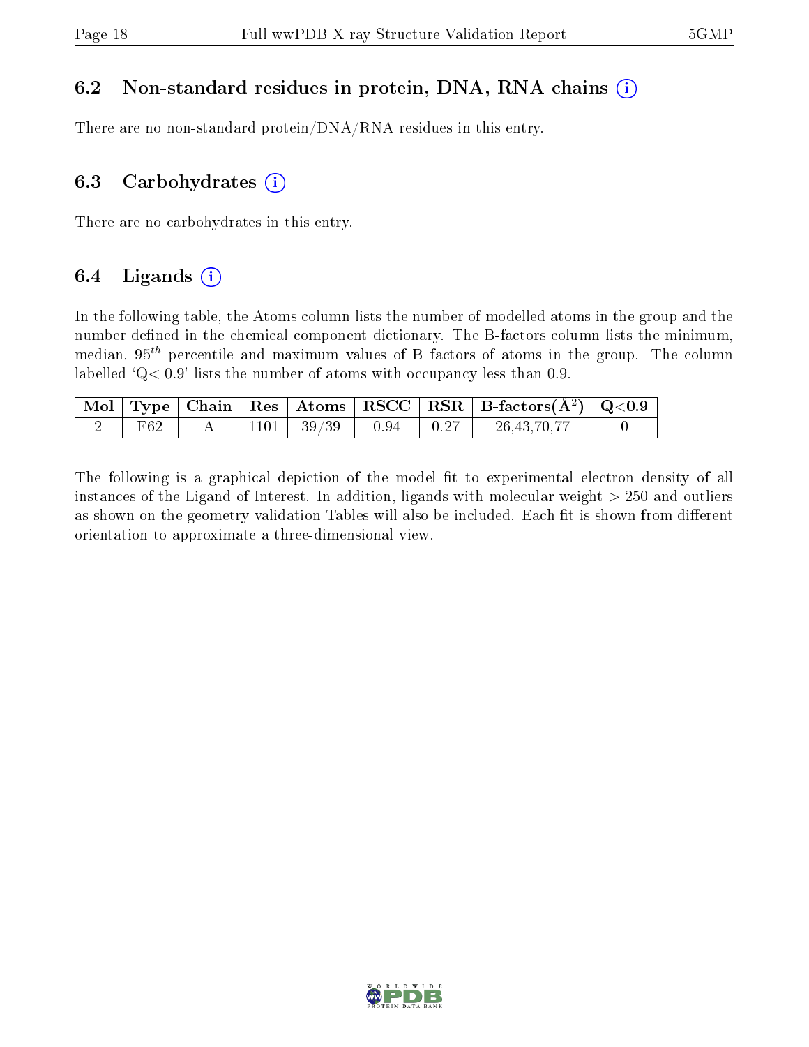## 6.2 Non-standard residues in protein, DNA, RNA chains ⓘ

There are no non-standard protein/DNA/RNA residues in this entry.

## 6.3 Carbohydrates ⓘ

There are no carbohydrates in this entry.

## 6.4 Ligands ⓘ

In the following table, the Atoms column lists the number of modelled atoms in the group and the number defined in the chemical component dictionary. The B-factors column lists the minimum, median, $95^{th}$ percentile and maximum values of B factors of atoms in the group. The column labelled 'Q< 0.9' lists the number of atoms with occupancy less than 0.9.

| Mol | Type | Chain | Res | Atoms | RSCC | RSR | B-factors($Å^2$) | Q<0.9 |
|---|---|---|---|---|---|---|---|---|
| 2 | F62 | A | 1101 | 39/39 | 0.94 | 0.27 | 26,43,70,77 | 0 |

The following is a graphical depiction of the model fit to experimental electron density of all instances of the Ligand of Interest. In addition, ligands with molecular weight > 250 and outliers as shown on the geometry validation Tables will also be included. Each fit is shown from different orientation to approximate a three-dimensional view.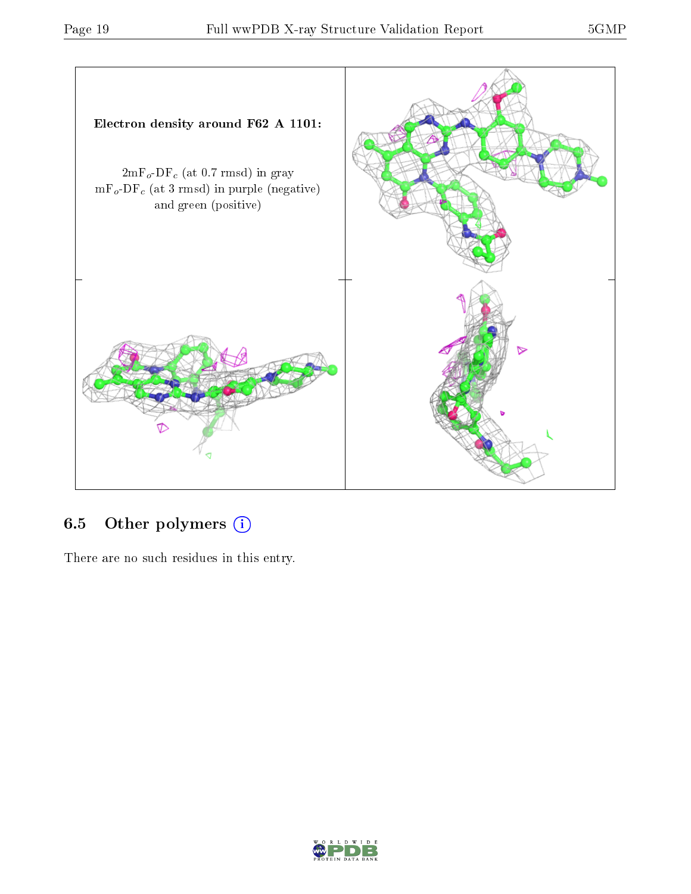**Electron density around F62 A 1101:**

$2mF_o$-$DF_c$ (at 0.7 rmsd) in gray
$mF_o$-$DF_c$ (at 3 rmsd) in purple (negative)
and green (positive)

## 6.5 Other polymers

There are no such residues in this entry.